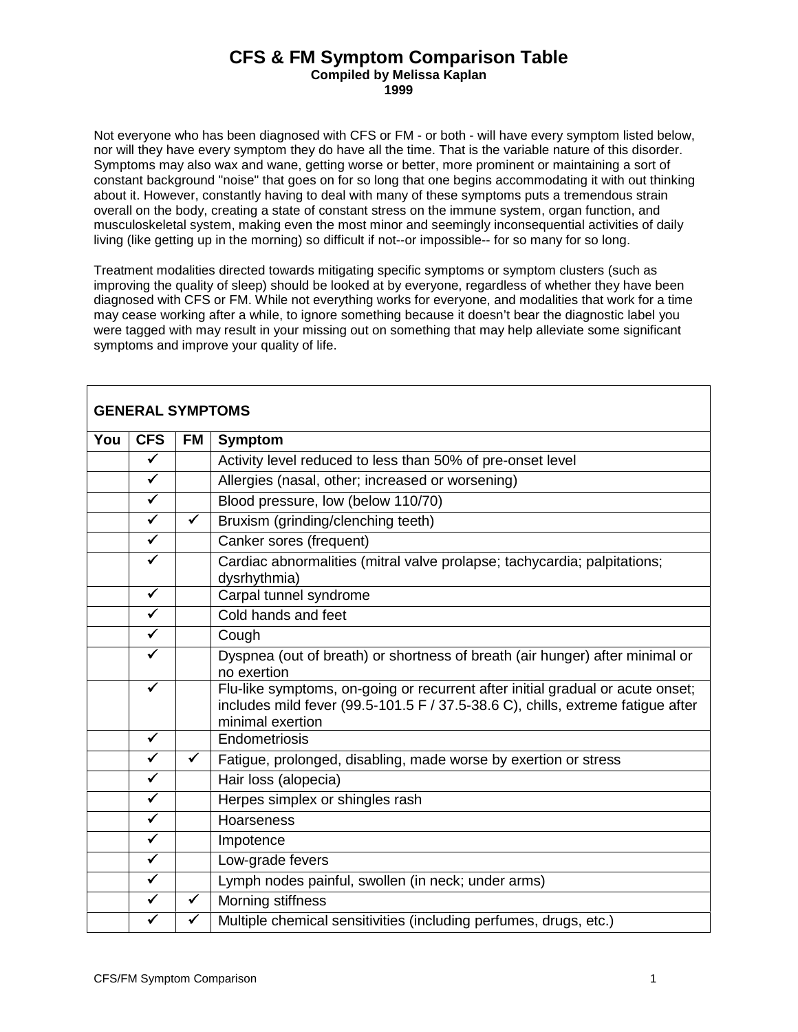# CFS & FM Symptom Comparison Table

**Compiled by Melissa Kaplan**
**1999**

Not everyone who has been diagnosed with CFS or FM - or both - will have every symptom listed below, nor will they have every symptom they do have all the time. That is the variable nature of this disorder. Symptoms may also wax and wane, getting worse or better, more prominent or maintaining a sort of constant background "noise" that goes on for so long that one begins accommodating it with out thinking about it. However, constantly having to deal with many of these symptoms puts a tremendous strain overall on the body, creating a state of constant stress on the immune system, organ function, and musculoskeletal system, making even the most minor and seemingly inconsequential activities of daily living (like getting up in the morning) so difficult if not--or impossible-- for so many for so long.

Treatment modalities directed towards mitigating specific symptoms or symptom clusters (such as improving the quality of sleep) should be looked at by everyone, regardless of whether they have been diagnosed with CFS or FM. While not everything works for everyone, and modalities that work for a time may cease working after a while, to ignore something because it doesn't bear the diagnostic label you were tagged with may result in your missing out on something that may help alleviate some significant symptoms and improve your quality of life.

| GENERAL SYMPTOMS | | | |
|---|---|---|---|
| **You** | **CFS** | **FM** | **Symptom** |
| | ✓ | | Activity level reduced to less than 50% of pre-onset level |
| | ✓ | | Allergies (nasal, other; increased or worsening) |
| | ✓ | | Blood pressure, low (below 110/70) |
| | ✓ | ✓ | Bruxism (grinding/clenching teeth) |
| | ✓ | | Canker sores (frequent) |
| | ✓ | | Cardiac abnormalities (mitral valve prolapse; tachycardia; palpitations; dysrhythmia) |
| | ✓ | | Carpal tunnel syndrome |
| | ✓ | | Cold hands and feet |
| | ✓ | | Cough |
| | ✓ | | Dyspnea (out of breath) or shortness of breath (air hunger) after minimal or no exertion |
| | ✓ | | Flu-like symptoms, on-going or recurrent after initial gradual or acute onset; includes mild fever (99.5-101.5 F / 37.5-38.6 C), chills, extreme fatigue after minimal exertion |
| | ✓ | | Endometriosis |
| | ✓ | ✓ | Fatigue, prolonged, disabling, made worse by exertion or stress |
| | ✓ | | Hair loss (alopecia) |
| | ✓ | | Herpes simplex or shingles rash |
| | ✓ | | Hoarseness |
| | ✓ | | Impotence |
| | ✓ | | Low-grade fevers |
| | ✓ | | Lymph nodes painful, swollen (in neck; under arms) |
| | ✓ | ✓ | Morning stiffness |
| | ✓ | ✓ | Multiple chemical sensitivities (including perfumes, drugs, etc.) |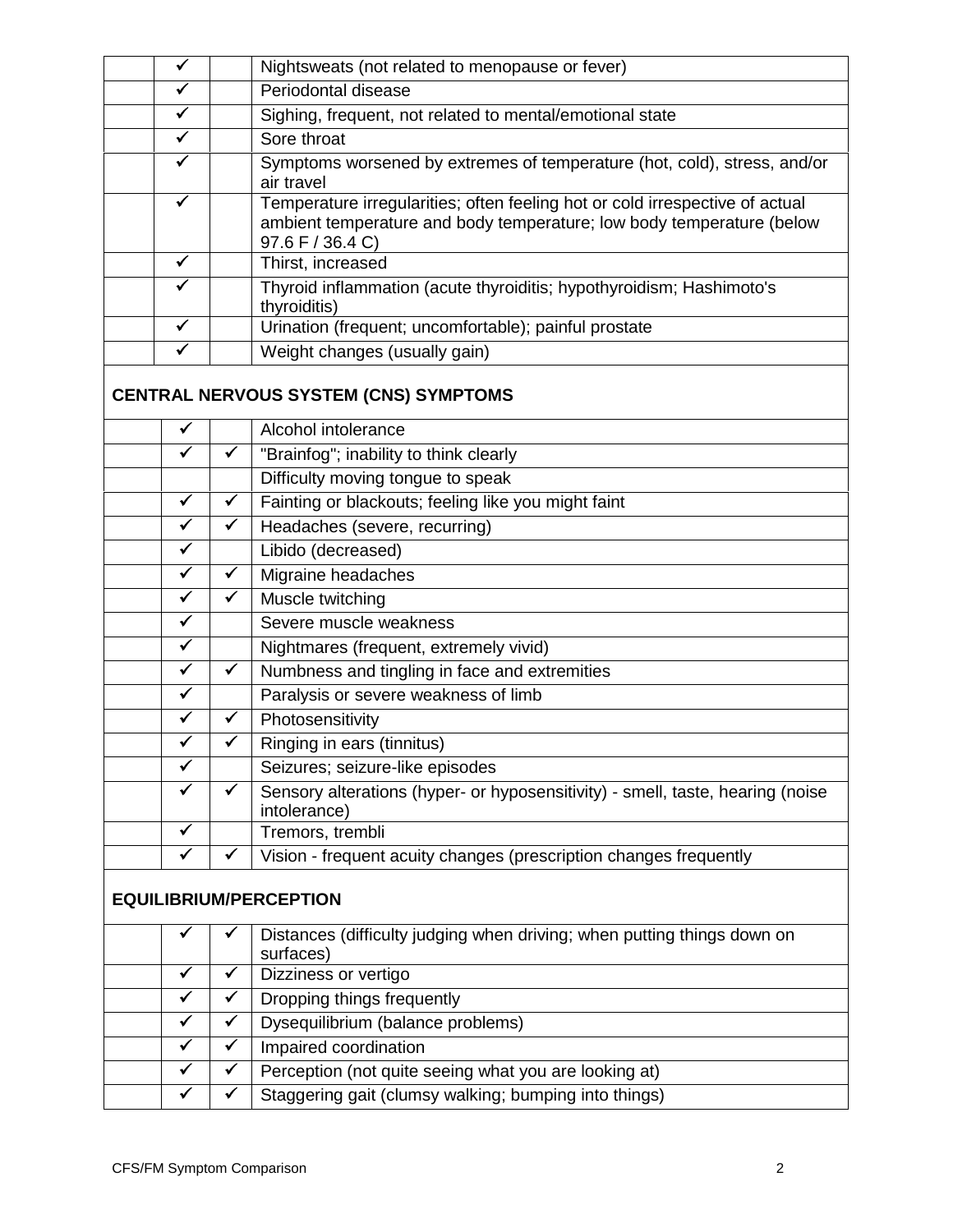| | | | |
|---|---|---|---|
| | ✓ | | Nightsweats (not related to menopause or fever) |
| | ✓ | | Periodontal disease |
| | ✓ | | Sighing, frequent, not related to mental/emotional state |
| | ✓ | | Sore throat |
| | ✓ | | Symptoms worsened by extremes of temperature (hot, cold), stress, and/or air travel |
| | ✓ | | Temperature irregularities; often feeling hot or cold irrespective of actual ambient temperature and body temperature; low body temperature (below 97.6 F / 36.4 C) |
| | ✓ | | Thirst, increased |
| | ✓ | | Thyroid inflammation (acute thyroiditis; hypothyroidism; Hashimoto's thyroiditis) |
| | ✓ | | Urination (frequent; uncomfortable); painful prostate |
| | ✓ | | Weight changes (usually gain) |
| **CENTRAL NERVOUS SYSTEM (CNS) SYMPTOMS** | | | |
| | ✓ | | Alcohol intolerance |
| | ✓ | ✓ | "Brainfog"; inability to think clearly |
| | | | Difficulty moving tongue to speak |
| | ✓ | ✓ | Fainting or blackouts; feeling like you might faint |
| | ✓ | ✓ | Headaches (severe, recurring) |
| | ✓ | | Libido (decreased) |
| | ✓ | ✓ | Migraine headaches |
| | ✓ | ✓ | Muscle twitching |
| | ✓ | | Severe muscle weakness |
| | ✓ | | Nightmares (frequent, extremely vivid) |
| | ✓ | ✓ | Numbness and tingling in face and extremities |
| | ✓ | | Paralysis or severe weakness of limb |
| | ✓ | ✓ | Photosensitivity |
| | ✓ | ✓ | Ringing in ears (tinnitus) |
| | ✓ | | Seizures; seizure-like episodes |
| | ✓ | ✓ | Sensory alterations (hyper- or hyposensitivity) - smell, taste, hearing (noise intolerance) |
| | ✓ | | Tremors, trembli |
| | ✓ | ✓ | Vision - frequent acuity changes (prescription changes frequently |
| **EQUILIBRIUM/PERCEPTION** | | | |
| | ✓ | ✓ | Distances (difficulty judging when driving; when putting things down on surfaces) |
| | ✓ | ✓ | Dizziness or vertigo |
| | ✓ | ✓ | Dropping things frequently |
| | ✓ | ✓ | Dysequilibrium (balance problems) |
| | ✓ | ✓ | Impaired coordination |
| | ✓ | ✓ | Perception (not quite seeing what you are looking at) |
| | ✓ | ✓ | Staggering gait (clumsy walking; bumping into things) |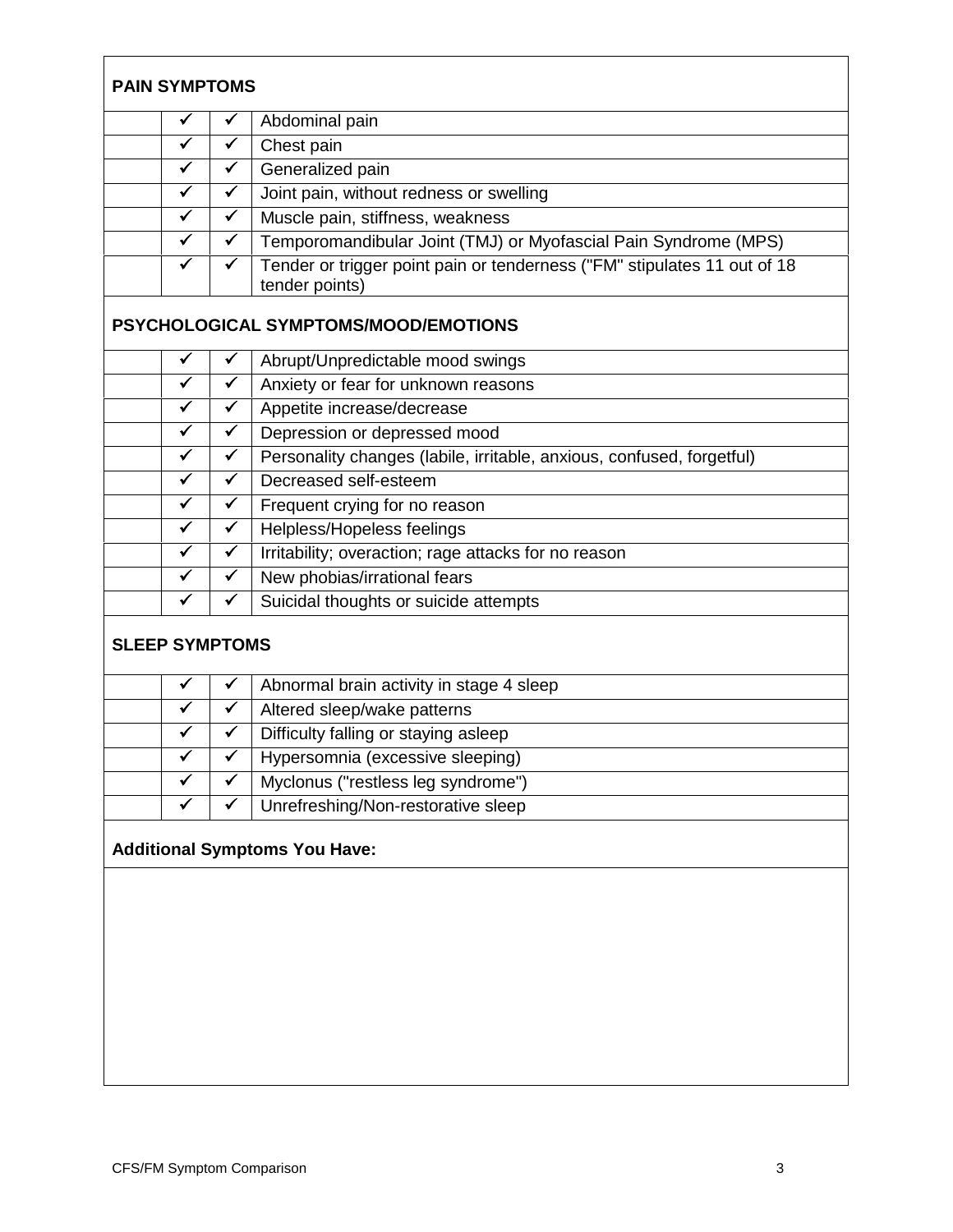| | | | |
|---|---|---|---|
| **PAIN SYMPTOMS** | | | |
| | ✓ | ✓ | Abdominal pain |
| | ✓ | ✓ | Chest pain |
| | ✓ | ✓ | Generalized pain |
| | ✓ | ✓ | Joint pain, without redness or swelling |
| | ✓ | ✓ | Muscle pain, stiffness, weakness |
| | ✓ | ✓ | Temporomandibular Joint (TMJ) or Myofascial Pain Syndrome (MPS) |
| | ✓ | ✓ | Tender or trigger point pain or tenderness ("FM" stipulates 11 out of 18 tender points) |
| **PSYCHOLOGICAL SYMPTOMS/MOOD/EMOTIONS** | | | |
| | ✓ | ✓ | Abrupt/Unpredictable mood swings |
| | ✓ | ✓ | Anxiety or fear for unknown reasons |
| | ✓ | ✓ | Appetite increase/decrease |
| | ✓ | ✓ | Depression or depressed mood |
| | ✓ | ✓ | Personality changes (labile, irritable, anxious, confused, forgetful) |
| | ✓ | ✓ | Decreased self-esteem |
| | ✓ | ✓ | Frequent crying for no reason |
| | ✓ | ✓ | Helpless/Hopeless feelings |
| | ✓ | ✓ | Irritability; overaction; rage attacks for no reason |
| | ✓ | ✓ | New phobias/irrational fears |
| | ✓ | ✓ | Suicidal thoughts or suicide attempts |
| **SLEEP SYMPTOMS** | | | |
| | ✓ | ✓ | Abnormal brain activity in stage 4 sleep |
| | ✓ | ✓ | Altered sleep/wake patterns |
| | ✓ | ✓ | Difficulty falling or staying asleep |
| | ✓ | ✓ | Hypersomnia (excessive sleeping) |
| | ✓ | ✓ | Myclonus ("restless leg syndrome") |
| | ✓ | ✓ | Unrefreshing/Non-restorative sleep |
| **Additional Symptoms You Have:** | | | |